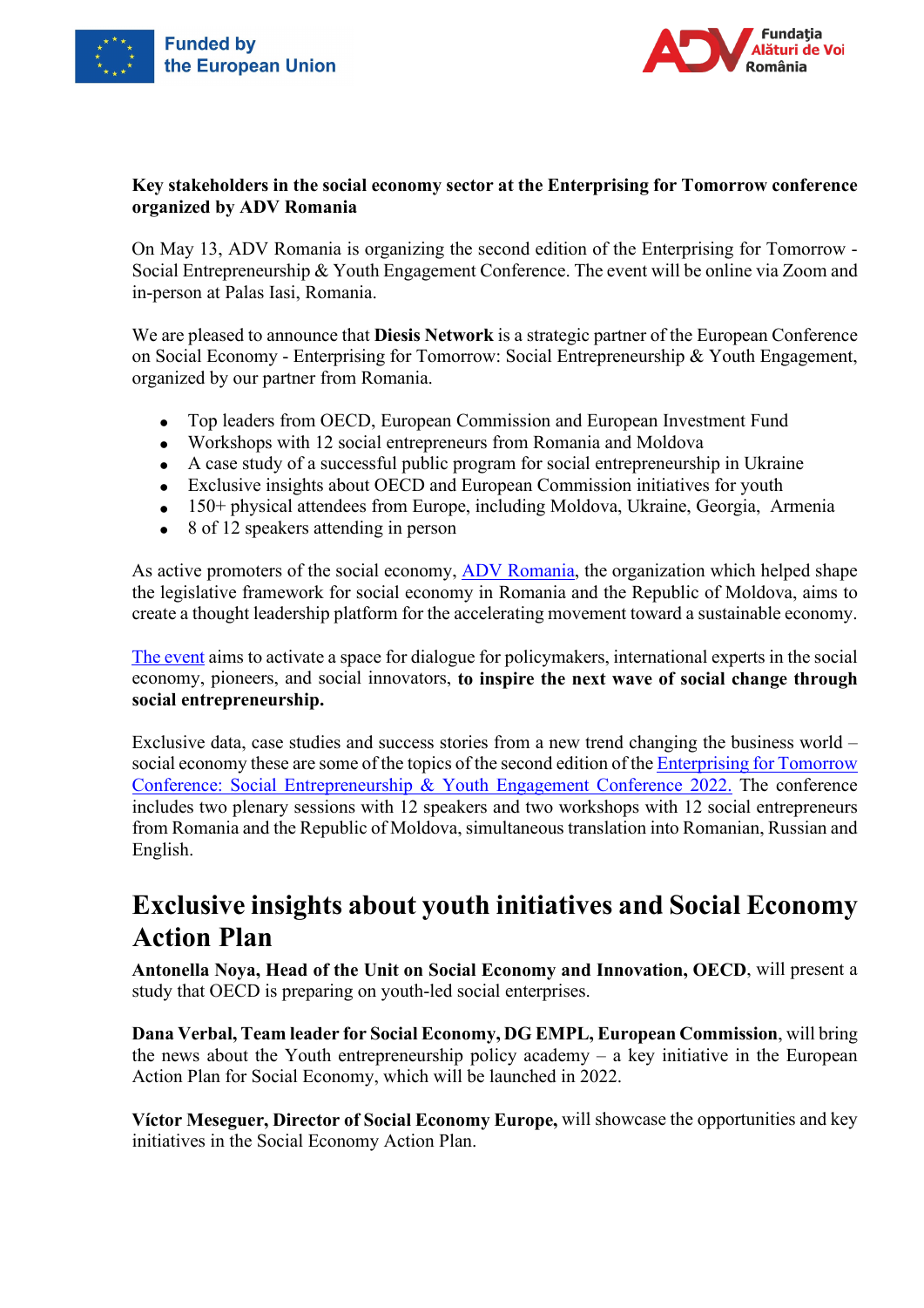**Key stakeholders in the social economy sector at the Enterprising for Tomorrow conference organized by ADV Romania**

On May 13, ADV Romania is organizing the second edition of the Enterprising for Tomorrow - Social Entrepreneurship & Youth Engagement Conference. The event will be online via Zoom and in-person at Palas Iasi, Romania.

We are pleased to announce that **Diesis Network** is a strategic partner of the European Conference on Social Economy - Enterprising for Tomorrow: Social Entrepreneurship & Youth Engagement, organized by our partner from Romania.

- Top leaders from OECD, European Commission and European Investment Fund
- Workshops with 12 social entrepreneurs from Romania and Moldova
- A case study of a successful public program for social entrepreneurship in Ukraine
- Exclusive insights about OECD and European Commission initiatives for youth
- 150+ physical attendees from Europe, including Moldova, Ukraine, Georgia, Armenia
- 8 of 12 speakers attending in person

As active promoters of the social economy, ADV Romania, the organization which helped shape the legislative framework for social economy in Romania and the Republic of Moldova, aims to create a thought leadership platform for the accelerating movement toward a sustainable economy.

The event aims to activate a space for dialogue for policymakers, international experts in the social economy, pioneers, and social innovators, **to inspire the next wave of social change through social entrepreneurship.**

Exclusive data, case studies and success stories from a new trend changing the business world – social economy these are some of the topics of the second edition of the Enterprising for Tomorrow Conference: Social Entrepreneurship & Youth Engagement Conference 2022. The conference includes two plenary sessions with 12 speakers and two workshops with 12 social entrepreneurs from Romania and the Republic of Moldova, simultaneous translation into Romanian, Russian and English.

## Exclusive insights about youth initiatives and Social Economy Action Plan

**Antonella Noya, Head of the Unit on Social Economy and Innovation, OECD**, will present a study that OECD is preparing on youth-led social enterprises.

**Dana Verbal, Team leader for Social Economy, DG EMPL, European Commission**, will bring the news about the Youth entrepreneurship policy academy – a key initiative in the European Action Plan for Social Economy, which will be launched in 2022.

**Víctor Meseguer, Director of Social Economy Europe,** will showcase the opportunities and key initiatives in the Social Economy Action Plan.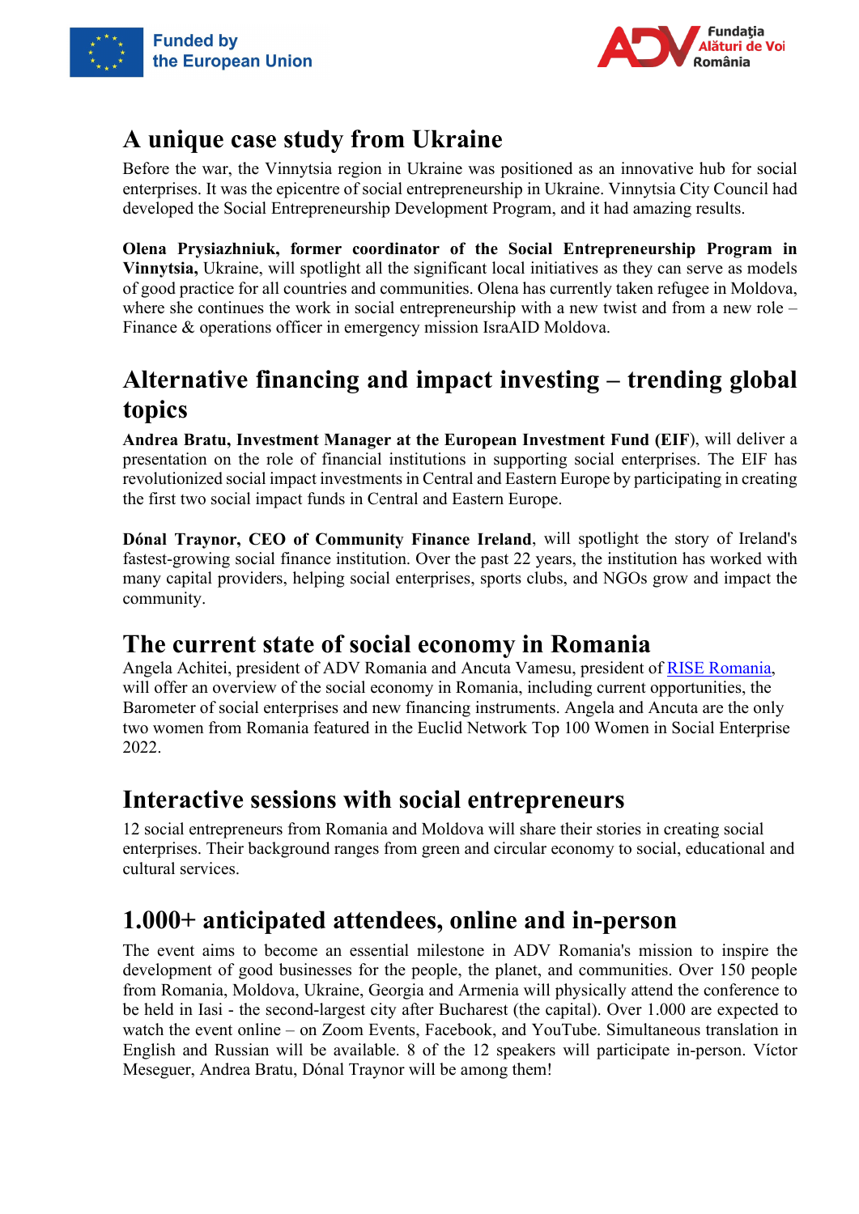## A unique case study from Ukraine

Before the war, the Vinnytsia region in Ukraine was positioned as an innovative hub for social enterprises. It was the epicentre of social entrepreneurship in Ukraine. Vinnytsia City Council had developed the Social Entrepreneurship Development Program, and it had amazing results.

**Olena Prysiazhniuk, former coordinator of the Social Entrepreneurship Program in Vinnytsia,** Ukraine, will spotlight all the significant local initiatives as they can serve as models of good practice for all countries and communities. Olena has currently taken refugee in Moldova, where she continues the work in social entrepreneurship with a new twist and from a new role – Finance & operations officer in emergency mission IsraAID Moldova.

## Alternative financing and impact investing – trending global topics

**Andrea Bratu, Investment Manager at the European Investment Fund (EIF**), will deliver a presentation on the role of financial institutions in supporting social enterprises. The EIF has revolutionized social impact investments in Central and Eastern Europe by participating in creating the first two social impact funds in Central and Eastern Europe.

**Dónal Traynor, CEO of Community Finance Ireland**, will spotlight the story of Ireland's fastest-growing social finance institution. Over the past 22 years, the institution has worked with many capital providers, helping social enterprises, sports clubs, and NGOs grow and impact the community.

## The current state of social economy in Romania

Angela Achitei, president of ADV Romania and Ancuta Vamesu, president of RISE Romania, will offer an overview of the social economy in Romania, including current opportunities, the Barometer of social enterprises and new financing instruments. Angela and Ancuta are the only two women from Romania featured in the Euclid Network Top 100 Women in Social Enterprise 2022.

## Interactive sessions with social entrepreneurs

12 social entrepreneurs from Romania and Moldova will share their stories in creating social enterprises. Their background ranges from green and circular economy to social, educational and cultural services.

## 1.000+ anticipated attendees, online and in-person

The event aims to become an essential milestone in ADV Romania's mission to inspire the development of good businesses for the people, the planet, and communities. Over 150 people from Romania, Moldova, Ukraine, Georgia and Armenia will physically attend the conference to be held in Iasi - the second-largest city after Bucharest (the capital). Over 1.000 are expected to watch the event online – on Zoom Events, Facebook, and YouTube. Simultaneous translation in English and Russian will be available. 8 of the 12 speakers will participate in-person. Víctor Meseguer, Andrea Bratu, Dónal Traynor will be among them!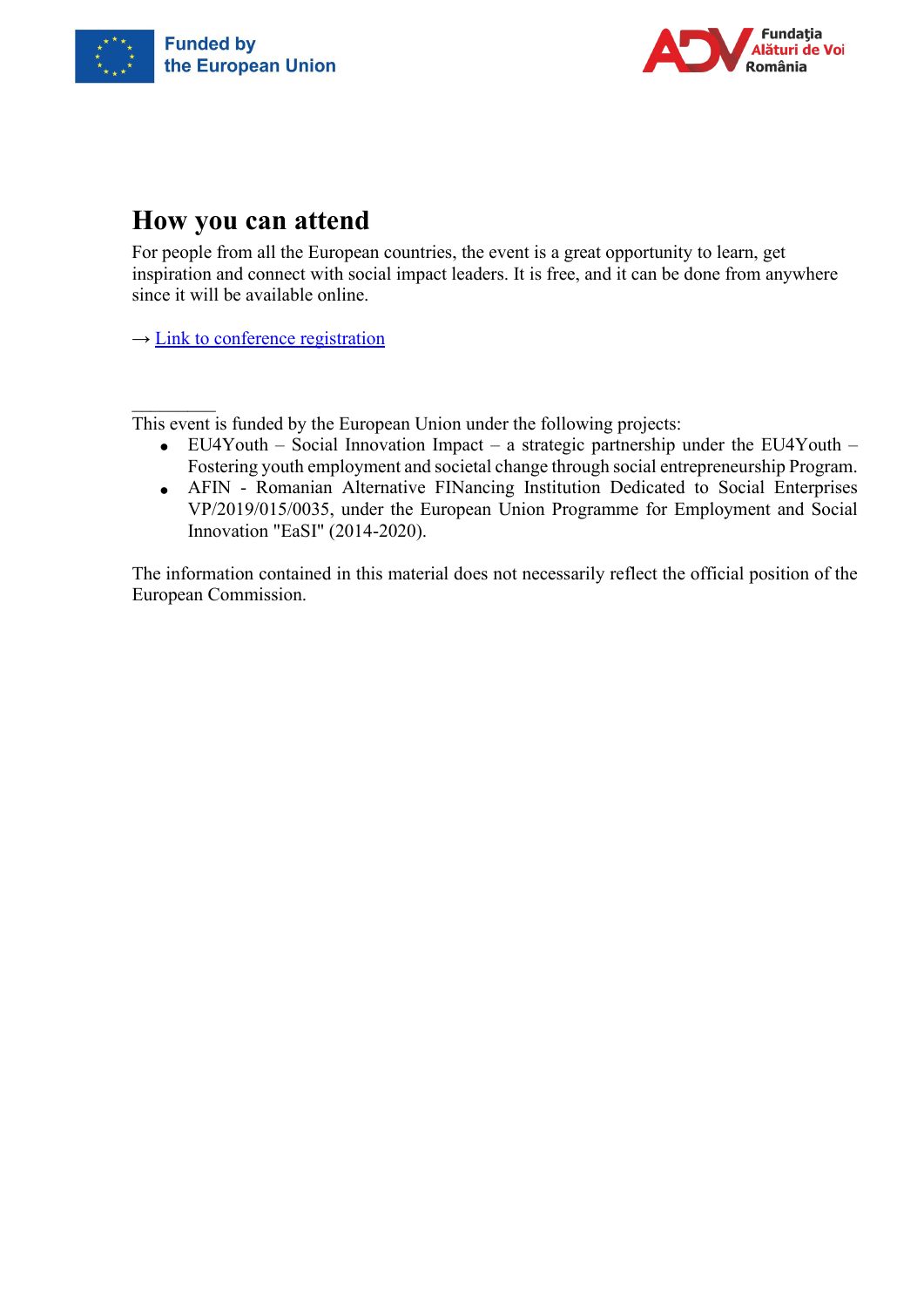## How you can attend

For people from all the European countries, the event is a great opportunity to learn, get inspiration and connect with social impact leaders. It is free, and it can be done from anywhere since it will be available online.

→ Link to conference registration

_________

This event is funded by the European Union under the following projects:

- EU4Youth – Social Innovation Impact – a strategic partnership under the EU4Youth – Fostering youth employment and societal change through social entrepreneurship Program.
- AFIN - Romanian Alternative FINancing Institution Dedicated to Social Enterprises VP/2019/015/0035, under the European Union Programme for Employment and Social Innovation "EaSI" (2014-2020).

The information contained in this material does not necessarily reflect the official position of the European Commission.